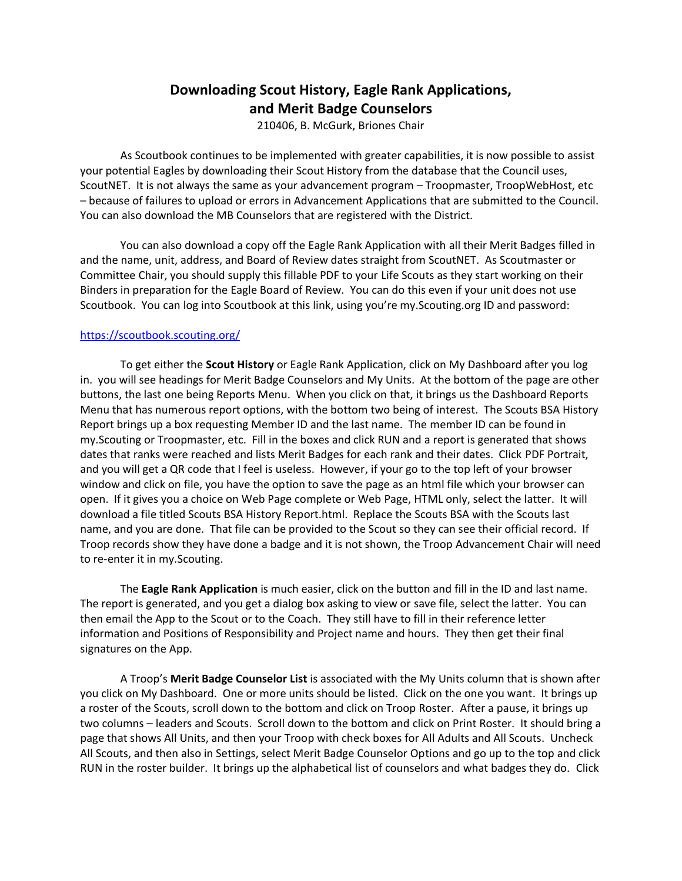# Downloading Scout History, Eagle Rank Applications, and Merit Badge Counselors

210406, B. McGurk, Briones Chair

As Scoutbook continues to be implemented with greater capabilities, it is now possible to assist your potential Eagles by downloading their Scout History from the database that the Council uses, ScoutNET. It is not always the same as your advancement program – Troopmaster, TroopWebHost, etc – because of failures to upload or errors in Advancement Applications that are submitted to the Council. You can also download the MB Counselors that are registered with the District.

You can also download a copy off the Eagle Rank Application with all their Merit Badges filled in and the name, unit, address, and Board of Review dates straight from ScoutNET. As Scoutmaster or Committee Chair, you should supply this fillable PDF to your Life Scouts as they start working on their Binders in preparation for the Eagle Board of Review. You can do this even if your unit does not use Scoutbook. You can log into Scoutbook at this link, using you're my.Scouting.org ID and password:

https://scoutbook.scouting.org/

To get either the **Scout History** or Eagle Rank Application, click on My Dashboard after you log in. you will see headings for Merit Badge Counselors and My Units. At the bottom of the page are other buttons, the last one being Reports Menu. When you click on that, it brings us the Dashboard Reports Menu that has numerous report options, with the bottom two being of interest. The Scouts BSA History Report brings up a box requesting Member ID and the last name. The member ID can be found in my.Scouting or Troopmaster, etc. Fill in the boxes and click RUN and a report is generated that shows dates that ranks were reached and lists Merit Badges for each rank and their dates. Click PDF Portrait, and you will get a QR code that I feel is useless. However, if your go to the top left of your browser window and click on file, you have the option to save the page as an html file which your browser can open. If it gives you a choice on Web Page complete or Web Page, HTML only, select the latter. It will download a file titled Scouts BSA History Report.html. Replace the Scouts BSA with the Scouts last name, and you are done. That file can be provided to the Scout so they can see their official record. If Troop records show they have done a badge and it is not shown, the Troop Advancement Chair will need to re-enter it in my.Scouting.

The **Eagle Rank Application** is much easier, click on the button and fill in the ID and last name. The report is generated, and you get a dialog box asking to view or save file, select the latter. You can then email the App to the Scout or to the Coach. They still have to fill in their reference letter information and Positions of Responsibility and Project name and hours. They then get their final signatures on the App.

A Troop's **Merit Badge Counselor List** is associated with the My Units column that is shown after you click on My Dashboard. One or more units should be listed. Click on the one you want. It brings up a roster of the Scouts, scroll down to the bottom and click on Troop Roster. After a pause, it brings up two columns – leaders and Scouts. Scroll down to the bottom and click on Print Roster. It should bring a page that shows All Units, and then your Troop with check boxes for All Adults and All Scouts. Uncheck All Scouts, and then also in Settings, select Merit Badge Counselor Options and go up to the top and click RUN in the roster builder. It brings up the alphabetical list of counselors and what badges they do. Click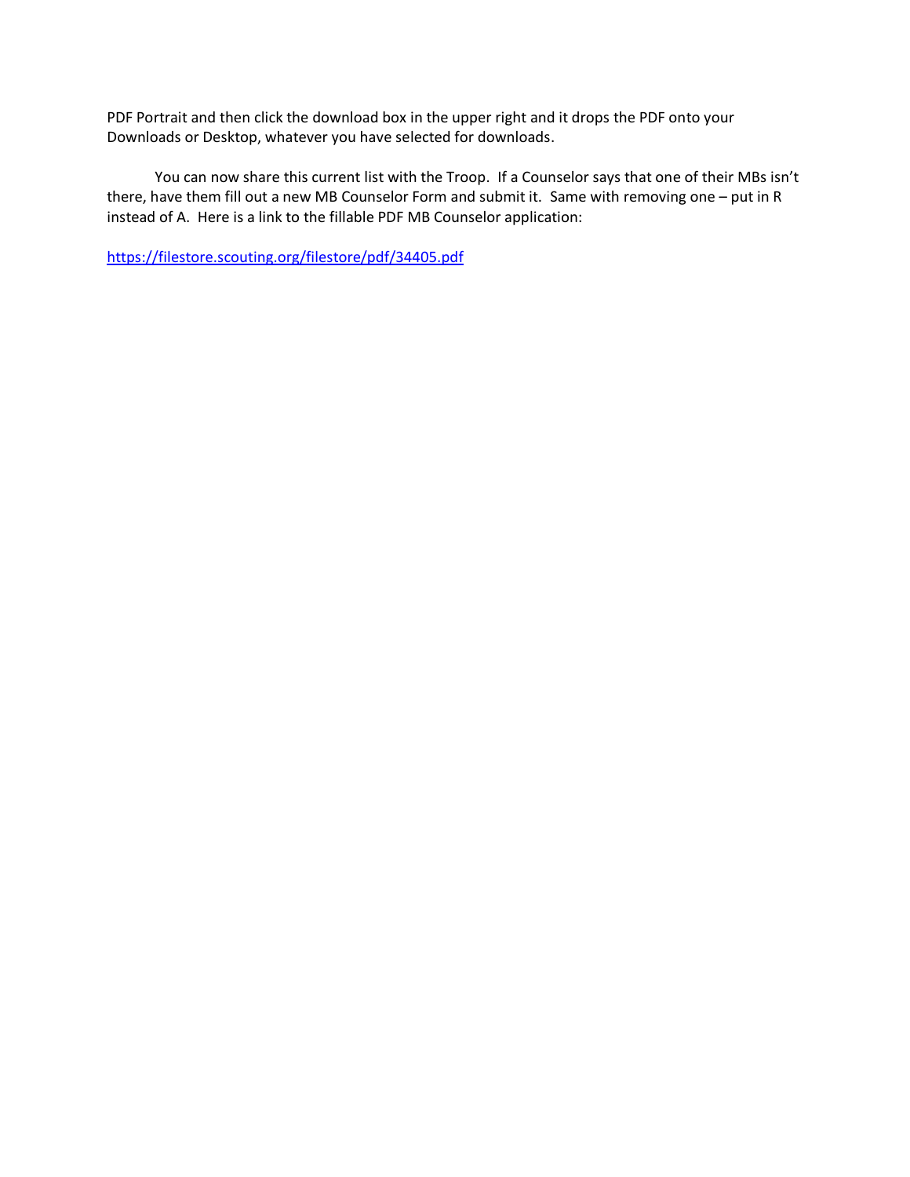PDF Portrait and then click the download box in the upper right and it drops the PDF onto your Downloads or Desktop, whatever you have selected for downloads.

You can now share this current list with the Troop. If a Counselor says that one of their MBs isn't there, have them fill out a new MB Counselor Form and submit it. Same with removing one – put in R instead of A. Here is a link to the fillable PDF MB Counselor application:

https://filestore.scouting.org/filestore/pdf/34405.pdf